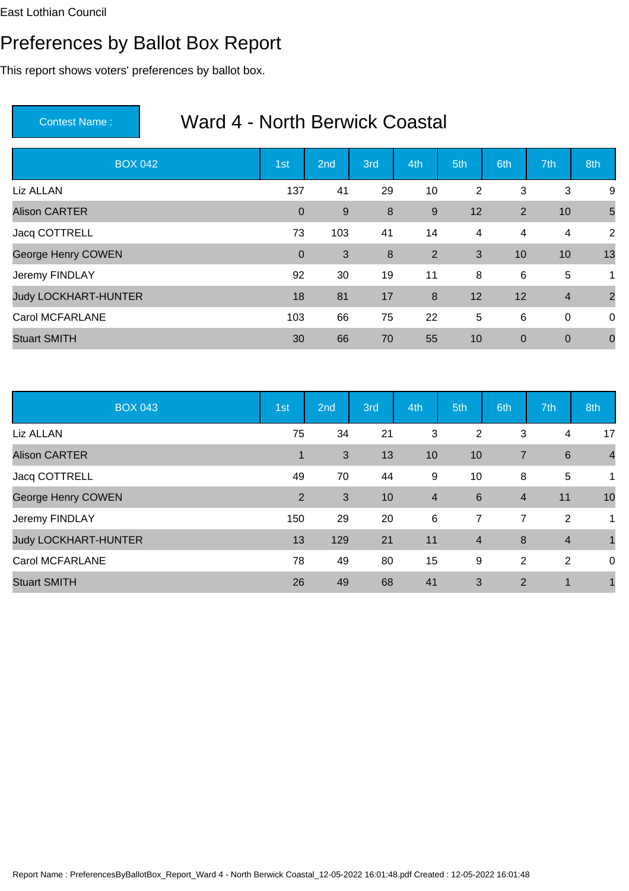East Lothian Council

# Preferences by Ballot Box Report

This report shows voters' preferences by ballot box.

**Contest Name :** Ward 4 - North Berwick Coastal

| BOX 042 | 1st | 2nd | 3rd | 4th | 5th | 6th | 7th | 8th |
|---|---|---|---|---|---|---|---|---|
| Liz ALLAN | 137 | 41 | 29 | 10 | 2 | 3 | 3 | 9 |
| Alison CARTER | 0 | 9 | 8 | 9 | 12 | 2 | 10 | 5 |
| Jacq COTTRELL | 73 | 103 | 41 | 14 | 4 | 4 | 4 | 2 |
| George Henry COWEN | 0 | 3 | 8 | 2 | 3 | 10 | 10 | 13 |
| Jeremy FINDLAY | 92 | 30 | 19 | 11 | 8 | 6 | 5 | 1 |
| Judy LOCKHART-HUNTER | 18 | 81 | 17 | 8 | 12 | 12 | 4 | 2 |
| Carol MCFARLANE | 103 | 66 | 75 | 22 | 5 | 6 | 0 | 0 |
| Stuart SMITH | 30 | 66 | 70 | 55 | 10 | 0 | 0 | 0 |

| BOX 043 | 1st | 2nd | 3rd | 4th | 5th | 6th | 7th | 8th |
|---|---|---|---|---|---|---|---|---|
| Liz ALLAN | 75 | 34 | 21 | 3 | 2 | 3 | 4 | 17 |
| Alison CARTER | 1 | 3 | 13 | 10 | 10 | 7 | 6 | 4 |
| Jacq COTTRELL | 49 | 70 | 44 | 9 | 10 | 8 | 5 | 1 |
| George Henry COWEN | 2 | 3 | 10 | 4 | 6 | 4 | 11 | 10 |
| Jeremy FINDLAY | 150 | 29 | 20 | 6 | 7 | 7 | 2 | 1 |
| Judy LOCKHART-HUNTER | 13 | 129 | 21 | 11 | 4 | 8 | 4 | 1 |
| Carol MCFARLANE | 78 | 49 | 80 | 15 | 9 | 2 | 2 | 0 |
| Stuart SMITH | 26 | 49 | 68 | 41 | 3 | 2 | 1 | 1 |

Report Name : PreferencesByBallotBox_Report_Ward 4 - North Berwick Coastal_12-05-2022 16:01:48.pdf Created : 12-05-2022 16:01:48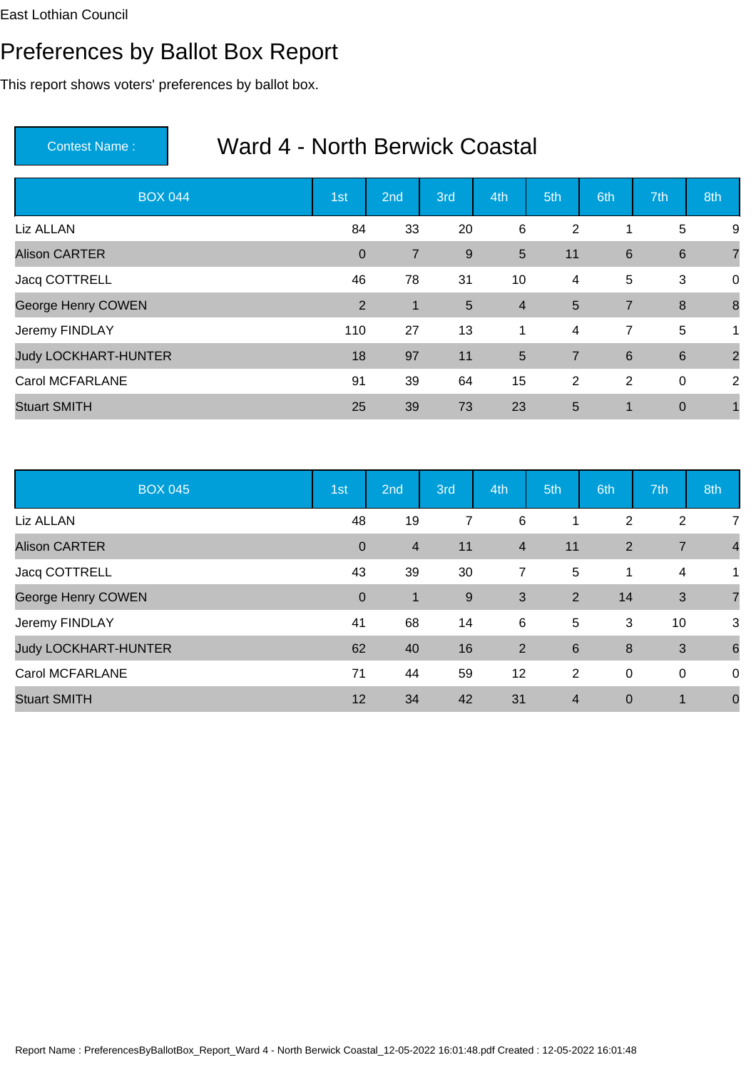East Lothian Council

# Preferences by Ballot Box Report

This report shows voters' preferences by ballot box.

**Contest Name :** Ward 4 - North Berwick Coastal

| BOX 044 | 1st | 2nd | 3rd | 4th | 5th | 6th | 7th | 8th |
|---|---|---|---|---|---|---|---|---|
| Liz ALLAN | 84 | 33 | 20 | 6 | 2 | 1 | 5 | 9 |
| Alison CARTER | 0 | 7 | 9 | 5 | 11 | 6 | 6 | 7 |
| Jacq COTTRELL | 46 | 78 | 31 | 10 | 4 | 5 | 3 | 0 |
| George Henry COWEN | 2 | 1 | 5 | 4 | 5 | 7 | 8 | 8 |
| Jeremy FINDLAY | 110 | 27 | 13 | 1 | 4 | 7 | 5 | 1 |
| Judy LOCKHART-HUNTER | 18 | 97 | 11 | 5 | 7 | 6 | 6 | 2 |
| Carol MCFARLANE | 91 | 39 | 64 | 15 | 2 | 2 | 0 | 2 |
| Stuart SMITH | 25 | 39 | 73 | 23 | 5 | 1 | 0 | 1 |

| BOX 045 | 1st | 2nd | 3rd | 4th | 5th | 6th | 7th | 8th |
|---|---|---|---|---|---|---|---|---|
| Liz ALLAN | 48 | 19 | 7 | 6 | 1 | 2 | 2 | 7 |
| Alison CARTER | 0 | 4 | 11 | 4 | 11 | 2 | 7 | 4 |
| Jacq COTTRELL | 43 | 39 | 30 | 7 | 5 | 1 | 4 | 1 |
| George Henry COWEN | 0 | 1 | 9 | 3 | 2 | 14 | 3 | 7 |
| Jeremy FINDLAY | 41 | 68 | 14 | 6 | 5 | 3 | 10 | 3 |
| Judy LOCKHART-HUNTER | 62 | 40 | 16 | 2 | 6 | 8 | 3 | 6 |
| Carol MCFARLANE | 71 | 44 | 59 | 12 | 2 | 0 | 0 | 0 |
| Stuart SMITH | 12 | 34 | 42 | 31 | 4 | 0 | 1 | 0 |

Report Name : PreferencesByBallotBox_Report_Ward 4 - North Berwick Coastal_12-05-2022 16:01:48.pdf Created : 12-05-2022 16:01:48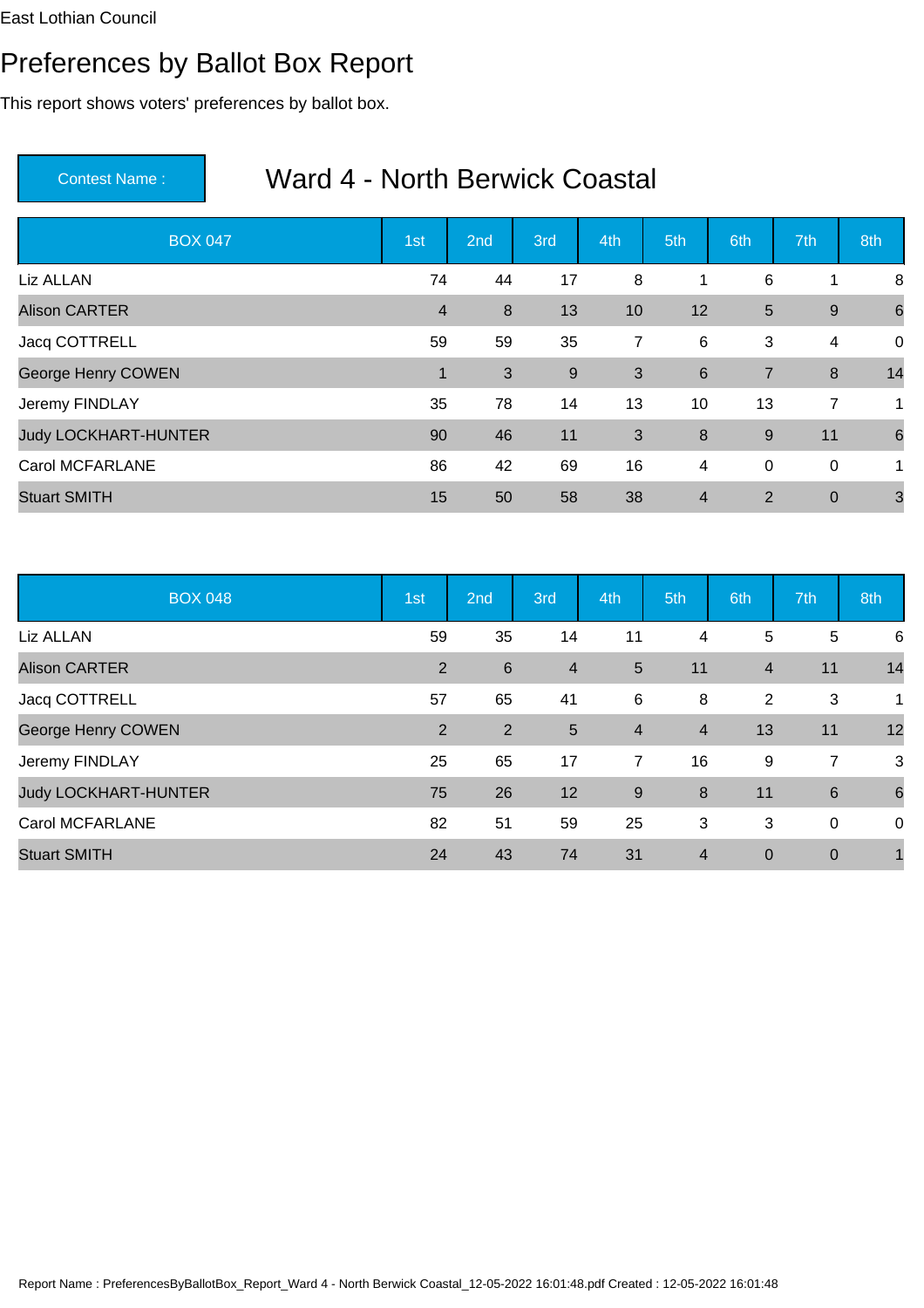East Lothian Council

# Preferences by Ballot Box Report

This report shows voters' preferences by ballot box.

**Contest Name :** Ward 4 - North Berwick Coastal

| BOX 047 | 1st | 2nd | 3rd | 4th | 5th | 6th | 7th | 8th |
|---|---|---|---|---|---|---|---|---|
| Liz ALLAN | 74 | 44 | 17 | 8 | 1 | 6 | 1 | 8 |
| Alison CARTER | 4 | 8 | 13 | 10 | 12 | 5 | 9 | 6 |
| Jacq COTTRELL | 59 | 59 | 35 | 7 | 6 | 3 | 4 | 0 |
| George Henry COWEN | 1 | 3 | 9 | 3 | 6 | 7 | 8 | 14 |
| Jeremy FINDLAY | 35 | 78 | 14 | 13 | 10 | 13 | 7 | 1 |
| Judy LOCKHART-HUNTER | 90 | 46 | 11 | 3 | 8 | 9 | 11 | 6 |
| Carol MCFARLANE | 86 | 42 | 69 | 16 | 4 | 0 | 0 | 1 |
| Stuart SMITH | 15 | 50 | 58 | 38 | 4 | 2 | 0 | 3 |

| BOX 048 | 1st | 2nd | 3rd | 4th | 5th | 6th | 7th | 8th |
|---|---|---|---|---|---|---|---|---|
| Liz ALLAN | 59 | 35 | 14 | 11 | 4 | 5 | 5 | 6 |
| Alison CARTER | 2 | 6 | 4 | 5 | 11 | 4 | 11 | 14 |
| Jacq COTTRELL | 57 | 65 | 41 | 6 | 8 | 2 | 3 | 1 |
| George Henry COWEN | 2 | 2 | 5 | 4 | 4 | 13 | 11 | 12 |
| Jeremy FINDLAY | 25 | 65 | 17 | 7 | 16 | 9 | 7 | 3 |
| Judy LOCKHART-HUNTER | 75 | 26 | 12 | 9 | 8 | 11 | 6 | 6 |
| Carol MCFARLANE | 82 | 51 | 59 | 25 | 3 | 3 | 0 | 0 |
| Stuart SMITH | 24 | 43 | 74 | 31 | 4 | 0 | 0 | 1 |

Report Name : PreferencesByBallotBox_Report_Ward 4 - North Berwick Coastal_12-05-2022 16:01:48.pdf Created : 12-05-2022 16:01:48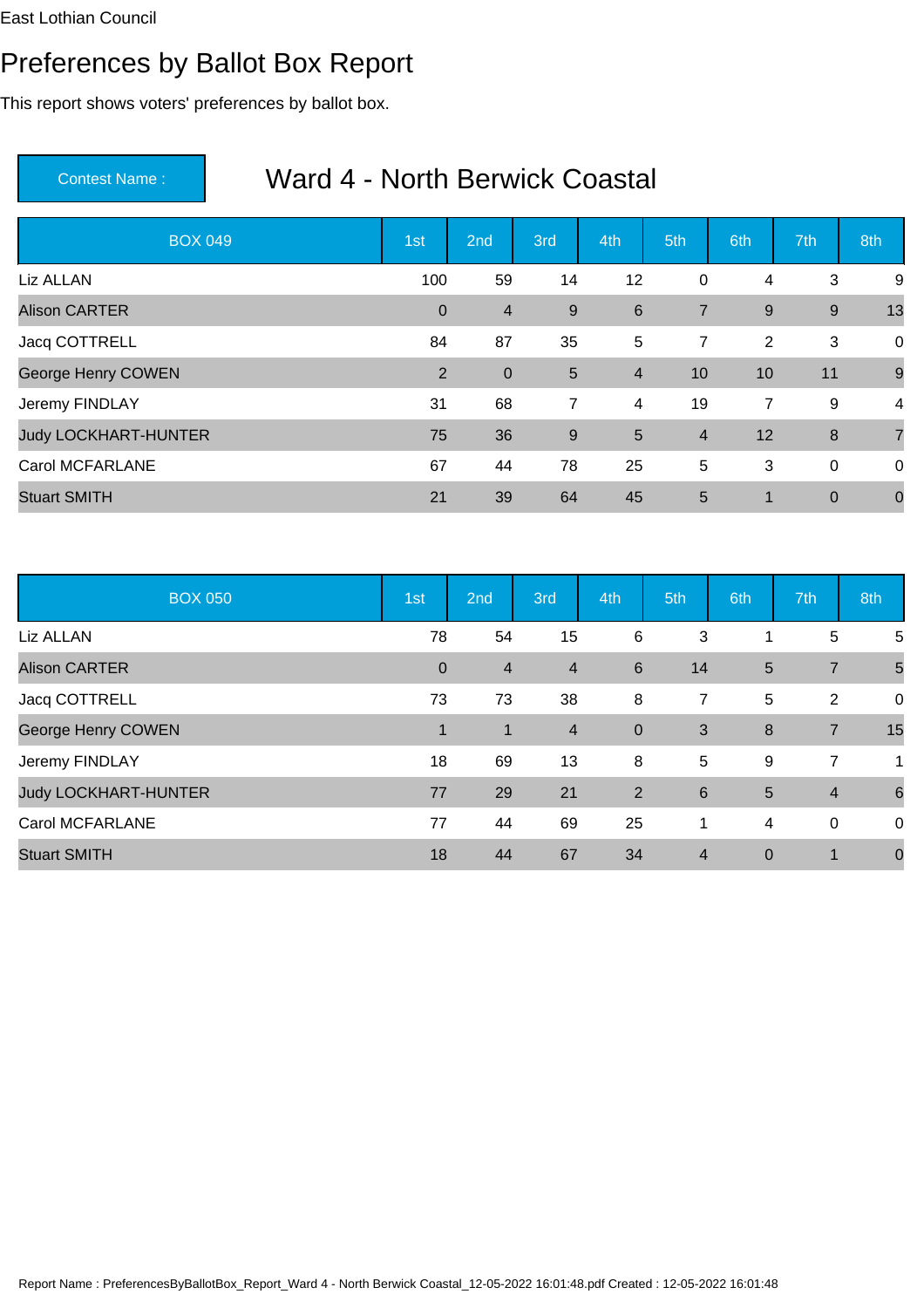East Lothian Council

# Preferences by Ballot Box Report

This report shows voters' preferences by ballot box.

**Contest Name :** Ward 4 - North Berwick Coastal

| BOX 049 | 1st | 2nd | 3rd | 4th | 5th | 6th | 7th | 8th |
|---|---|---|---|---|---|---|---|---|
| Liz ALLAN | 100 | 59 | 14 | 12 | 0 | 4 | 3 | 9 |
| Alison CARTER | 0 | 4 | 9 | 6 | 7 | 9 | 9 | 13 |
| Jacq COTTRELL | 84 | 87 | 35 | 5 | 7 | 2 | 3 | 0 |
| George Henry COWEN | 2 | 0 | 5 | 4 | 10 | 10 | 11 | 9 |
| Jeremy FINDLAY | 31 | 68 | 7 | 4 | 19 | 7 | 9 | 4 |
| Judy LOCKHART-HUNTER | 75 | 36 | 9 | 5 | 4 | 12 | 8 | 7 |
| Carol MCFARLANE | 67 | 44 | 78 | 25 | 5 | 3 | 0 | 0 |
| Stuart SMITH | 21 | 39 | 64 | 45 | 5 | 1 | 0 | 0 |

| BOX 050 | 1st | 2nd | 3rd | 4th | 5th | 6th | 7th | 8th |
|---|---|---|---|---|---|---|---|---|
| Liz ALLAN | 78 | 54 | 15 | 6 | 3 | 1 | 5 | 5 |
| Alison CARTER | 0 | 4 | 4 | 6 | 14 | 5 | 7 | 5 |
| Jacq COTTRELL | 73 | 73 | 38 | 8 | 7 | 5 | 2 | 0 |
| George Henry COWEN | 1 | 1 | 4 | 0 | 3 | 8 | 7 | 15 |
| Jeremy FINDLAY | 18 | 69 | 13 | 8 | 5 | 9 | 7 | 1 |
| Judy LOCKHART-HUNTER | 77 | 29 | 21 | 2 | 6 | 5 | 4 | 6 |
| Carol MCFARLANE | 77 | 44 | 69 | 25 | 1 | 4 | 0 | 0 |
| Stuart SMITH | 18 | 44 | 67 | 34 | 4 | 0 | 1 | 0 |

Report Name : PreferencesByBallotBox_Report_Ward 4 - North Berwick Coastal_12-05-2022 16:01:48.pdf Created : 12-05-2022 16:01:48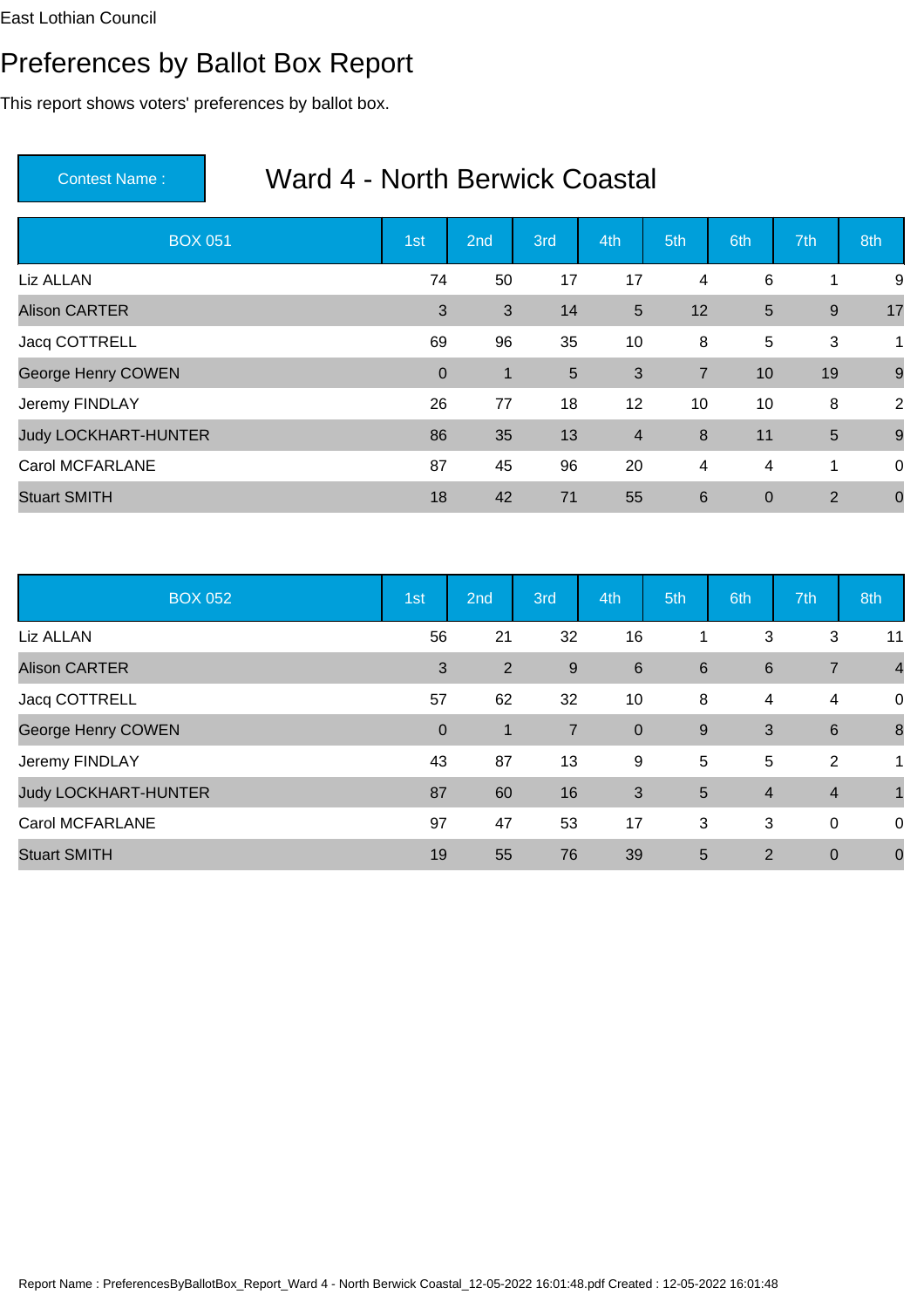East Lothian Council

# Preferences by Ballot Box Report

This report shows voters' preferences by ballot box.

**Contest Name :** Ward 4 - North Berwick Coastal

| BOX 051 | 1st | 2nd | 3rd | 4th | 5th | 6th | 7th | 8th |
|---|---|---|---|---|---|---|---|---|
| Liz ALLAN | 74 | 50 | 17 | 17 | 4 | 6 | 1 | 9 |
| Alison CARTER | 3 | 3 | 14 | 5 | 12 | 5 | 9 | 17 |
| Jacq COTTRELL | 69 | 96 | 35 | 10 | 8 | 5 | 3 | 1 |
| George Henry COWEN | 0 | 1 | 5 | 3 | 7 | 10 | 19 | 9 |
| Jeremy FINDLAY | 26 | 77 | 18 | 12 | 10 | 10 | 8 | 2 |
| Judy LOCKHART-HUNTER | 86 | 35 | 13 | 4 | 8 | 11 | 5 | 9 |
| Carol MCFARLANE | 87 | 45 | 96 | 20 | 4 | 4 | 1 | 0 |
| Stuart SMITH | 18 | 42 | 71 | 55 | 6 | 0 | 2 | 0 |

| BOX 052 | 1st | 2nd | 3rd | 4th | 5th | 6th | 7th | 8th |
|---|---|---|---|---|---|---|---|---|
| Liz ALLAN | 56 | 21 | 32 | 16 | 1 | 3 | 3 | 11 |
| Alison CARTER | 3 | 2 | 9 | 6 | 6 | 6 | 7 | 4 |
| Jacq COTTRELL | 57 | 62 | 32 | 10 | 8 | 4 | 4 | 0 |
| George Henry COWEN | 0 | 1 | 7 | 0 | 9 | 3 | 6 | 8 |
| Jeremy FINDLAY | 43 | 87 | 13 | 9 | 5 | 5 | 2 | 1 |
| Judy LOCKHART-HUNTER | 87 | 60 | 16 | 3 | 5 | 4 | 4 | 1 |
| Carol MCFARLANE | 97 | 47 | 53 | 17 | 3 | 3 | 0 | 0 |
| Stuart SMITH | 19 | 55 | 76 | 39 | 5 | 2 | 0 | 0 |

Report Name : PreferencesByBallotBox_Report_Ward 4 - North Berwick Coastal_12-05-2022 16:01:48.pdf Created : 12-05-2022 16:01:48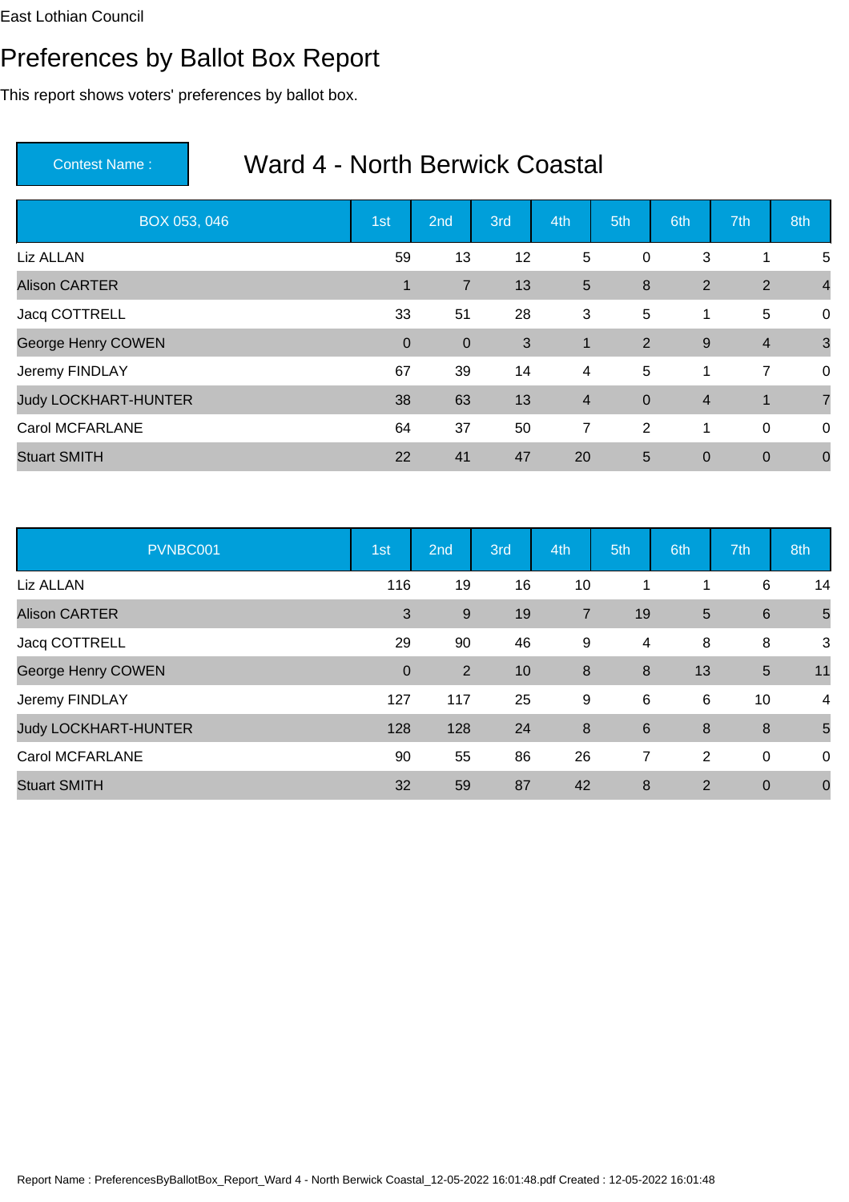East Lothian Council

# Preferences by Ballot Box Report

This report shows voters' preferences by ballot box.

| Contest Name : | Ward 4 - North Berwick Coastal |
|---|---|

| BOX 053, 046 | 1st | 2nd | 3rd | 4th | 5th | 6th | 7th | 8th |
|---|---|---|---|---|---|---|---|---|
| Liz ALLAN | 59 | 13 | 12 | 5 | 0 | 3 | 1 | 5 |
| Alison CARTER | 1 | 7 | 13 | 5 | 8 | 2 | 2 | 4 |
| Jacq COTTRELL | 33 | 51 | 28 | 3 | 5 | 1 | 5 | 0 |
| George Henry COWEN | 0 | 0 | 3 | 1 | 2 | 9 | 4 | 3 |
| Jeremy FINDLAY | 67 | 39 | 14 | 4 | 5 | 1 | 7 | 0 |
| Judy LOCKHART-HUNTER | 38 | 63 | 13 | 4 | 0 | 4 | 1 | 7 |
| Carol MCFARLANE | 64 | 37 | 50 | 7 | 2 | 1 | 0 | 0 |
| Stuart SMITH | 22 | 41 | 47 | 20 | 5 | 0 | 0 | 0 |

| PVNBC001 | 1st | 2nd | 3rd | 4th | 5th | 6th | 7th | 8th |
|---|---|---|---|---|---|---|---|---|
| Liz ALLAN | 116 | 19 | 16 | 10 | 1 | 1 | 6 | 14 |
| Alison CARTER | 3 | 9 | 19 | 7 | 19 | 5 | 6 | 5 |
| Jacq COTTRELL | 29 | 90 | 46 | 9 | 4 | 8 | 8 | 3 |
| George Henry COWEN | 0 | 2 | 10 | 8 | 8 | 13 | 5 | 11 |
| Jeremy FINDLAY | 127 | 117 | 25 | 9 | 6 | 6 | 10 | 4 |
| Judy LOCKHART-HUNTER | 128 | 128 | 24 | 8 | 6 | 8 | 8 | 5 |
| Carol MCFARLANE | 90 | 55 | 86 | 26 | 7 | 2 | 0 | 0 |
| Stuart SMITH | 32 | 59 | 87 | 42 | 8 | 2 | 0 | 0 |

Report Name : PreferencesByBallotBox_Report_Ward 4 - North Berwick Coastal_12-05-2022 16:01:48.pdf Created : 12-05-2022 16:01:48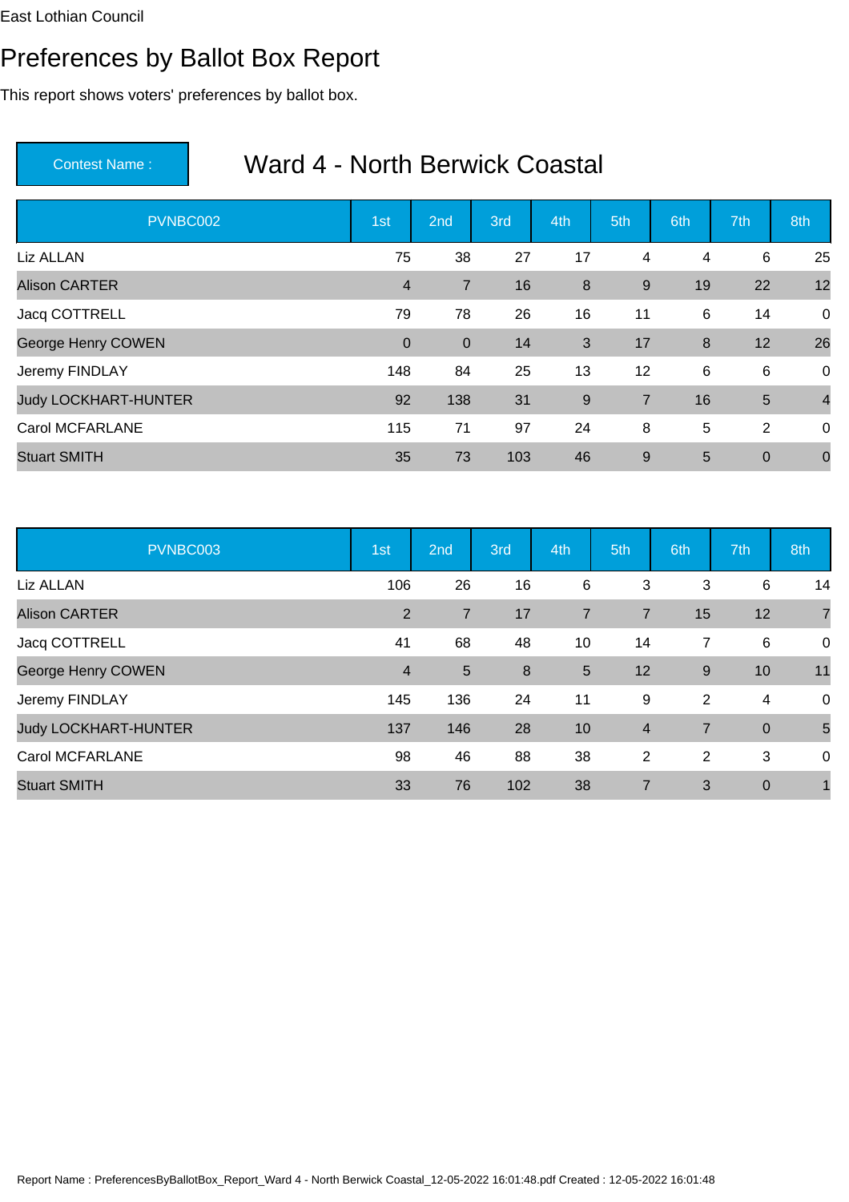East Lothian Council

# Preferences by Ballot Box Report

This report shows voters' preferences by ballot box.

**Contest Name :** Ward 4 - North Berwick Coastal

| PVNBC002 | 1st | 2nd | 3rd | 4th | 5th | 6th | 7th | 8th |
|---|---|---|---|---|---|---|---|---|
| Liz ALLAN | 75 | 38 | 27 | 17 | 4 | 4 | 6 | 25 |
| Alison CARTER | 4 | 7 | 16 | 8 | 9 | 19 | 22 | 12 |
| Jacq COTTRELL | 79 | 78 | 26 | 16 | 11 | 6 | 14 | 0 |
| George Henry COWEN | 0 | 0 | 14 | 3 | 17 | 8 | 12 | 26 |
| Jeremy FINDLAY | 148 | 84 | 25 | 13 | 12 | 6 | 6 | 0 |
| Judy LOCKHART-HUNTER | 92 | 138 | 31 | 9 | 7 | 16 | 5 | 4 |
| Carol MCFARLANE | 115 | 71 | 97 | 24 | 8 | 5 | 2 | 0 |
| Stuart SMITH | 35 | 73 | 103 | 46 | 9 | 5 | 0 | 0 |

| PVNBC003 | 1st | 2nd | 3rd | 4th | 5th | 6th | 7th | 8th |
|---|---|---|---|---|---|---|---|---|
| Liz ALLAN | 106 | 26 | 16 | 6 | 3 | 3 | 6 | 14 |
| Alison CARTER | 2 | 7 | 17 | 7 | 7 | 15 | 12 | 7 |
| Jacq COTTRELL | 41 | 68 | 48 | 10 | 14 | 7 | 6 | 0 |
| George Henry COWEN | 4 | 5 | 8 | 5 | 12 | 9 | 10 | 11 |
| Jeremy FINDLAY | 145 | 136 | 24 | 11 | 9 | 2 | 4 | 0 |
| Judy LOCKHART-HUNTER | 137 | 146 | 28 | 10 | 4 | 7 | 0 | 5 |
| Carol MCFARLANE | 98 | 46 | 88 | 38 | 2 | 2 | 3 | 0 |
| Stuart SMITH | 33 | 76 | 102 | 38 | 7 | 3 | 0 | 1 |

Report Name : PreferencesByBallotBox_Report_Ward 4 - North Berwick Coastal_12-05-2022 16:01:48.pdf Created : 12-05-2022 16:01:48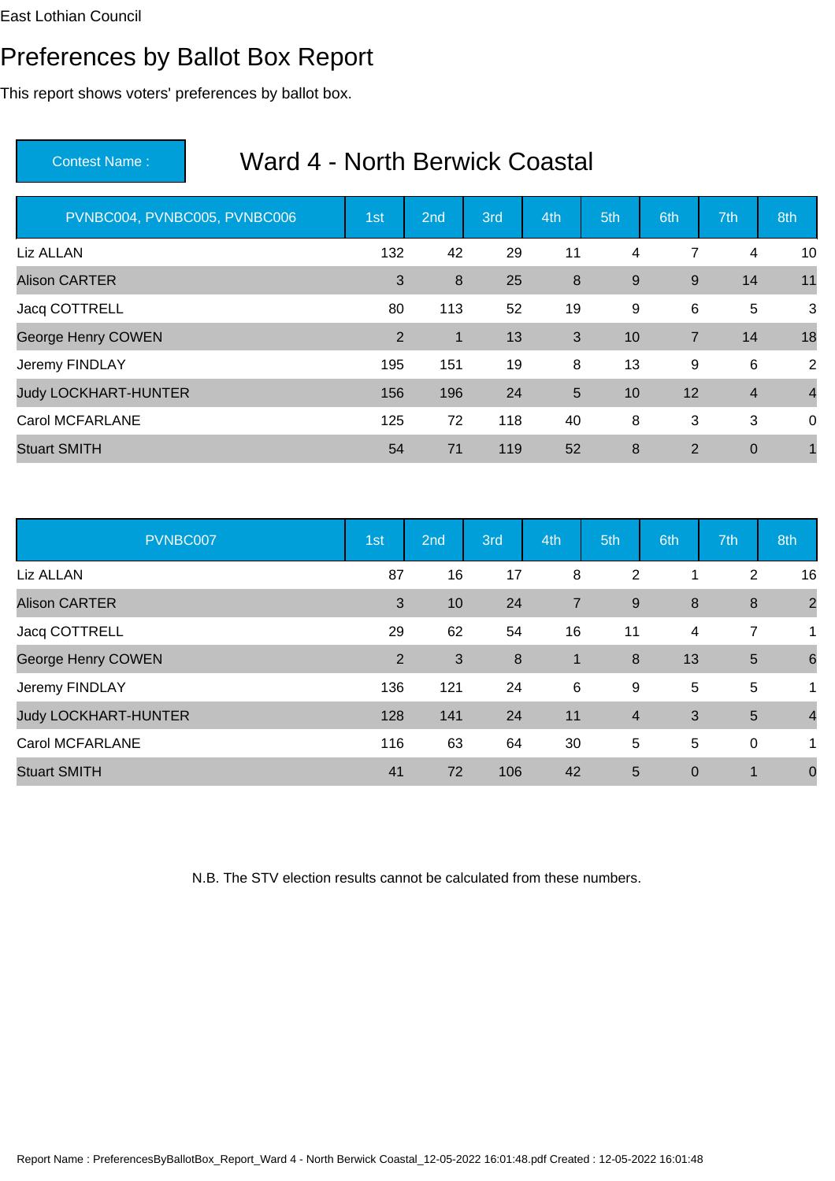East Lothian Council

# Preferences by Ballot Box Report

This report shows voters' preferences by ballot box.

Contest Name : **Ward 4 - North Berwick Coastal**

| PVNBC004, PVNBC005, PVNBC006 | 1st | 2nd | 3rd | 4th | 5th | 6th | 7th | 8th |
|---|---|---|---|---|---|---|---|---|
| Liz ALLAN | 132 | 42 | 29 | 11 | 4 | 7 | 4 | 10 |
| Alison CARTER | 3 | 8 | 25 | 8 | 9 | 9 | 14 | 11 |
| Jacq COTTRELL | 80 | 113 | 52 | 19 | 9 | 6 | 5 | 3 |
| George Henry COWEN | 2 | 1 | 13 | 3 | 10 | 7 | 14 | 18 |
| Jeremy FINDLAY | 195 | 151 | 19 | 8 | 13 | 9 | 6 | 2 |
| Judy LOCKHART-HUNTER | 156 | 196 | 24 | 5 | 10 | 12 | 4 | 4 |
| Carol MCFARLANE | 125 | 72 | 118 | 40 | 8 | 3 | 3 | 0 |
| Stuart SMITH | 54 | 71 | 119 | 52 | 8 | 2 | 0 | 1 |

| PVNBC007 | 1st | 2nd | 3rd | 4th | 5th | 6th | 7th | 8th |
|---|---|---|---|---|---|---|---|---|
| Liz ALLAN | 87 | 16 | 17 | 8 | 2 | 1 | 2 | 16 |
| Alison CARTER | 3 | 10 | 24 | 7 | 9 | 8 | 8 | 2 |
| Jacq COTTRELL | 29 | 62 | 54 | 16 | 11 | 4 | 7 | 1 |
| George Henry COWEN | 2 | 3 | 8 | 1 | 8 | 13 | 5 | 6 |
| Jeremy FINDLAY | 136 | 121 | 24 | 6 | 9 | 5 | 5 | 1 |
| Judy LOCKHART-HUNTER | 128 | 141 | 24 | 11 | 4 | 3 | 5 | 4 |
| Carol MCFARLANE | 116 | 63 | 64 | 30 | 5 | 5 | 0 | 1 |
| Stuart SMITH | 41 | 72 | 106 | 42 | 5 | 0 | 1 | 0 |

N.B. The STV election results cannot be calculated from these numbers.

Report Name : PreferencesByBallotBox_Report_Ward 4 - North Berwick Coastal_12-05-2022 16:01:48.pdf Created : 12-05-2022 16:01:48